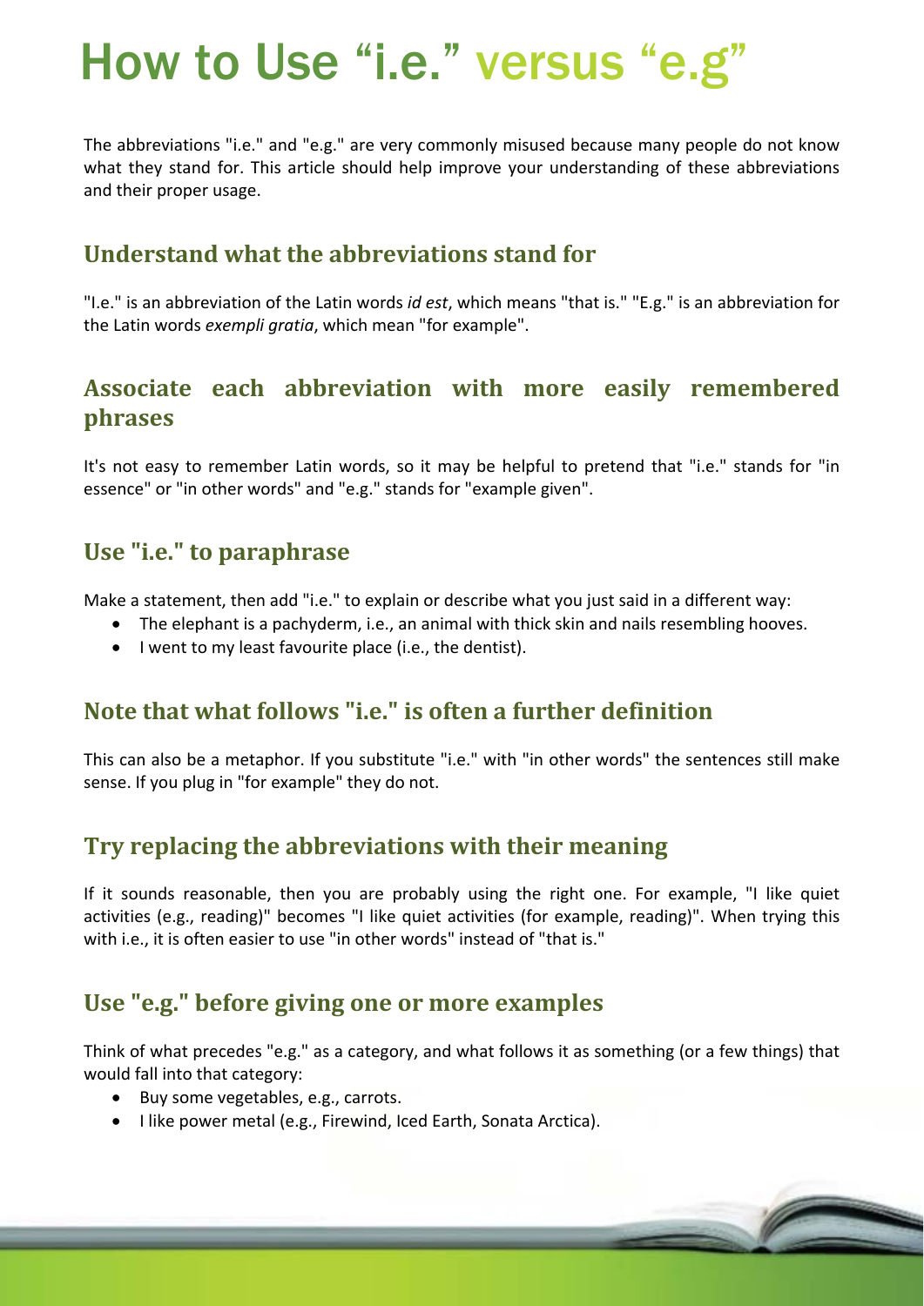# How to Use "i.e." versus "e.g"

The abbreviations "i.e." and "e.g." are very commonly misused because many people do not know what they stand for. This article should help improve your understanding of these abbreviations and their proper usage.

## Understand what the abbreviations stand for

"I.e." is an abbreviation of the Latin words *id est*, which means "that is." "E.g." is an abbreviation for the Latin words *exempli gratia*, which mean "for example".

## Associate each abbreviation with more easily remembered phrases

It's not easy to remember Latin words, so it may be helpful to pretend that "i.e." stands for "in essence" or "in other words" and "e.g." stands for "example given".

## Use "i.e." to paraphrase

Make a statement, then add "i.e." to explain or describe what you just said in a different way:

- The elephant is a pachyderm, i.e., an animal with thick skin and nails resembling hooves.
- I went to my least favourite place (i.e., the dentist).

## Note that what follows "i.e." is often a further definition

This can also be a metaphor. If you substitute "i.e." with "in other words" the sentences still make sense. If you plug in "for example" they do not.

## Try replacing the abbreviations with their meaning

If it sounds reasonable, then you are probably using the right one. For example, "I like quiet activities (e.g., reading)" becomes "I like quiet activities (for example, reading)". When trying this with i.e., it is often easier to use "in other words" instead of "that is."

## Use "e.g." before giving one or more examples

Think of what precedes "e.g." as a category, and what follows it as something (or a few things) that would fall into that category:

- Buy some vegetables, e.g., carrots.
- I like power metal (e.g., Firewind, Iced Earth, Sonata Arctica).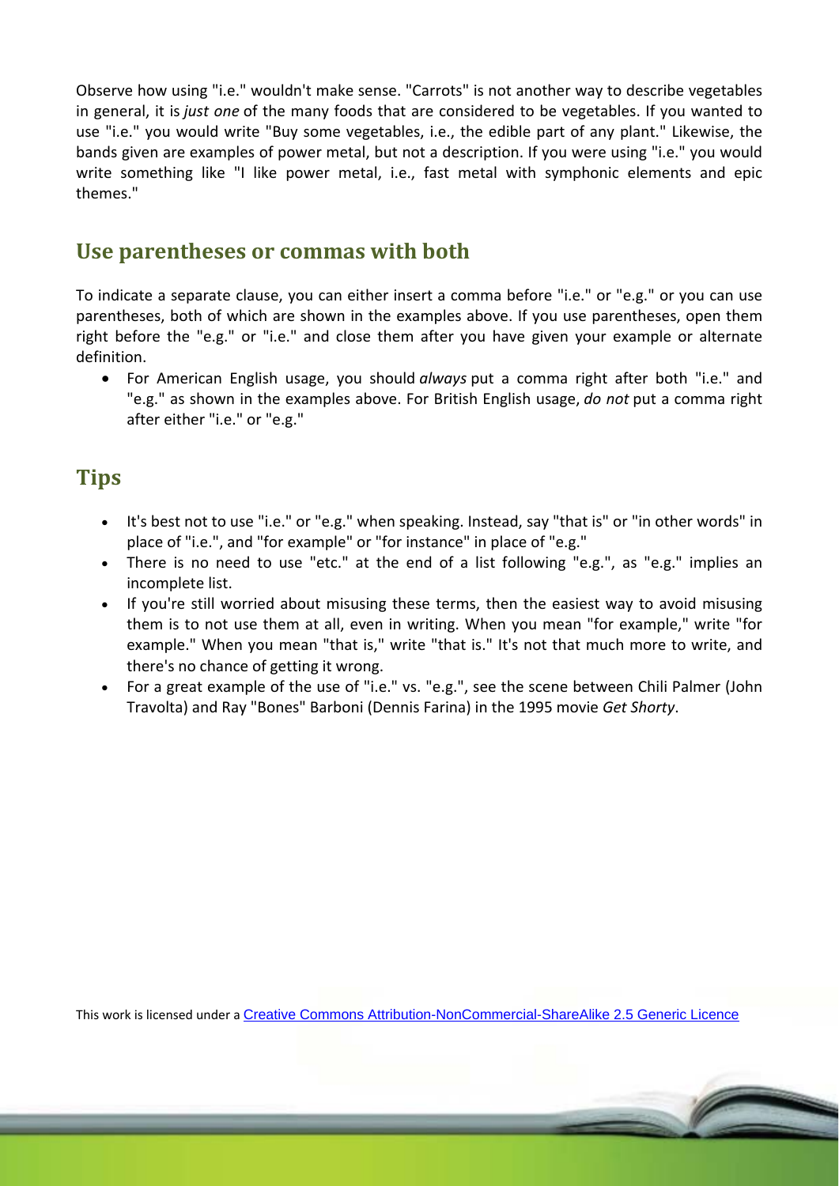Observe how using "i.e." wouldn't make sense. "Carrots" is not another way to describe vegetables in general, it is *just one* of the many foods that are considered to be vegetables. If you wanted to use "i.e." you would write "Buy some vegetables, i.e., the edible part of any plant." Likewise, the bands given are examples of power metal, but not a description. If you were using "i.e." you would write something like "I like power metal, i.e., fast metal with symphonic elements and epic themes."

## Use parentheses or commas with both

To indicate a separate clause, you can either insert a comma before "i.e." or "e.g." or you can use parentheses, both of which are shown in the examples above. If you use parentheses, open them right before the "e.g." or "i.e." and close them after you have given your example or alternate definition.

- For American English usage, you should *always* put a comma right after both "i.e." and "e.g." as shown in the examples above. For British English usage, *do not* put a comma right after either "i.e." or "e.g."

## Tips

- It's best not to use "i.e." or "e.g." when speaking. Instead, say "that is" or "in other words" in place of "i.e.", and "for example" or "for instance" in place of "e.g."
- There is no need to use "etc." at the end of a list following "e.g.", as "e.g." implies an incomplete list.
- If you're still worried about misusing these terms, then the easiest way to avoid misusing them is to not use them at all, even in writing. When you mean "for example," write "for example." When you mean "that is," write "that is." It's not that much more to write, and there's no chance of getting it wrong.
- For a great example of the use of "i.e." vs. "e.g.", see the scene between Chili Palmer (John Travolta) and Ray "Bones" Barboni (Dennis Farina) in the 1995 movie *Get Shorty*.

This work is licensed under a [Creative Commons Attribution-NonCommercial-ShareAlike 2.5 Generic Licence]